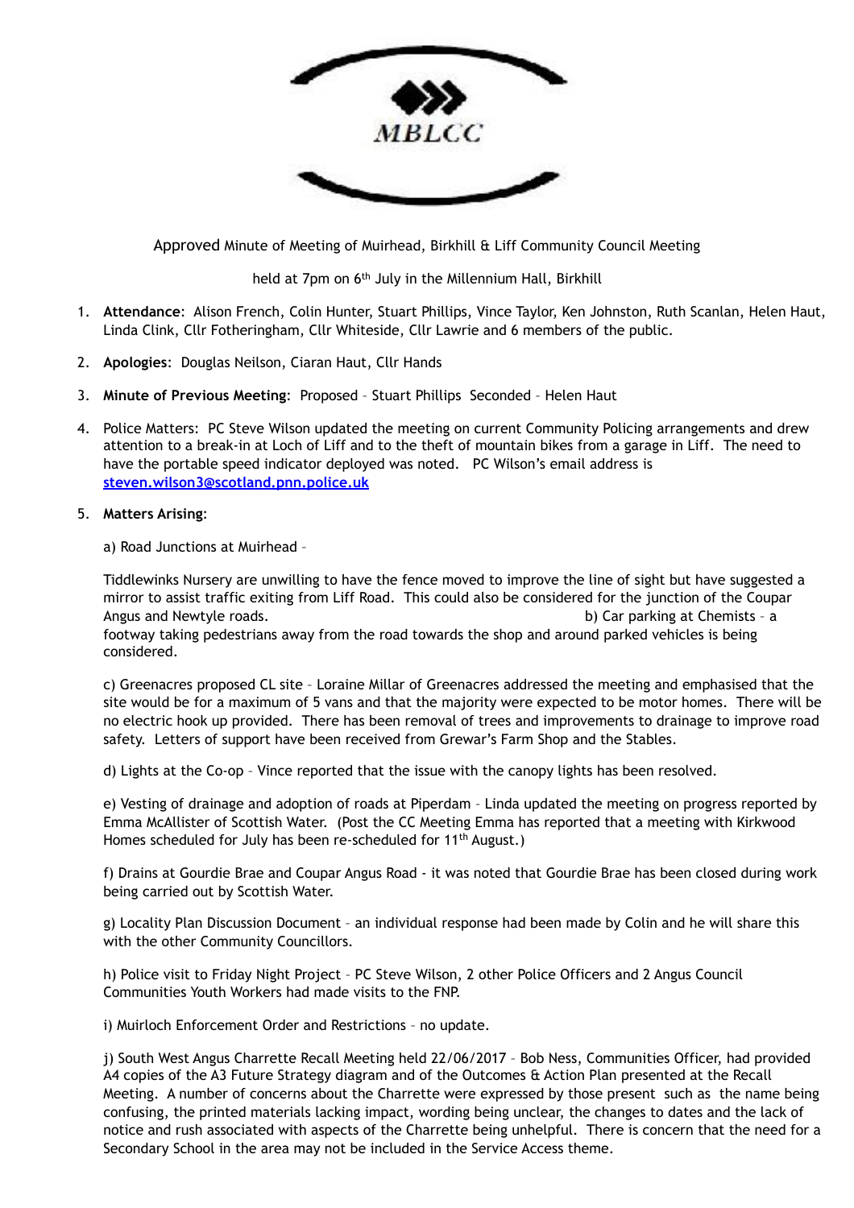MBLCC

Approved Minute of Meeting of Muirhead, Birkhill & Liff Community Council Meeting

held at 7pm on 6th July in the Millennium Hall, Birkhill

1. **Attendance**: Alison French, Colin Hunter, Stuart Phillips, Vince Taylor, Ken Johnston, Ruth Scanlan, Helen Haut, Linda Clink, Cllr Fotheringham, Cllr Whiteside, Cllr Lawrie and 6 members of the public.

2. **Apologies**: Douglas Neilson, Ciaran Haut, Cllr Hands

3. **Minute of Previous Meeting**: Proposed – Stuart Phillips Seconded – Helen Haut

4. Police Matters: PC Steve Wilson updated the meeting on current Community Policing arrangements and drew attention to a break-in at Loch of Liff and to the theft of mountain bikes from a garage in Liff. The need to have the portable speed indicator deployed was noted. PC Wilson's email address is **steven.wilson3@scotland.pnn.police.uk**

5. **Matters Arising**:

   a) Road Junctions at Muirhead –

   Tiddlewinks Nursery are unwilling to have the fence moved to improve the line of sight but have suggested a mirror to assist traffic exiting from Liff Road. This could also be considered for the junction of the Coupar Angus and Newtyle roads.

   b) Car parking at Chemists – a footway taking pedestrians away from the road towards the shop and around parked vehicles is being considered.

   c) Greenacres proposed CL site – Loraine Millar of Greenacres addressed the meeting and emphasised that the site would be for a maximum of 5 vans and that the majority were expected to be motor homes. There will be no electric hook up provided. There has been removal of trees and improvements to drainage to improve road safety. Letters of support have been received from Grewar's Farm Shop and the Stables.

   d) Lights at the Co-op – Vince reported that the issue with the canopy lights has been resolved.

   e) Vesting of drainage and adoption of roads at Piperdam – Linda updated the meeting on progress reported by Emma McAllister of Scottish Water. (Post the CC Meeting Emma has reported that a meeting with Kirkwood Homes scheduled for July has been re-scheduled for 11th August.)

   f) Drains at Gourdie Brae and Coupar Angus Road - it was noted that Gourdie Brae has been closed during work being carried out by Scottish Water.

   g) Locality Plan Discussion Document – an individual response had been made by Colin and he will share this with the other Community Councillors.

   h) Police visit to Friday Night Project – PC Steve Wilson, 2 other Police Officers and 2 Angus Council Communities Youth Workers had made visits to the FNP.

   i) Muirloch Enforcement Order and Restrictions – no update.

   j) South West Angus Charrette Recall Meeting held 22/06/2017 – Bob Ness, Communities Officer, had provided A4 copies of the A3 Future Strategy diagram and of the Outcomes & Action Plan presented at the Recall Meeting. A number of concerns about the Charrette were expressed by those present such as the name being confusing, the printed materials lacking impact, wording being unclear, the changes to dates and the lack of notice and rush associated with aspects of the Charrette being unhelpful. There is concern that the need for a Secondary School in the area may not be included in the Service Access theme.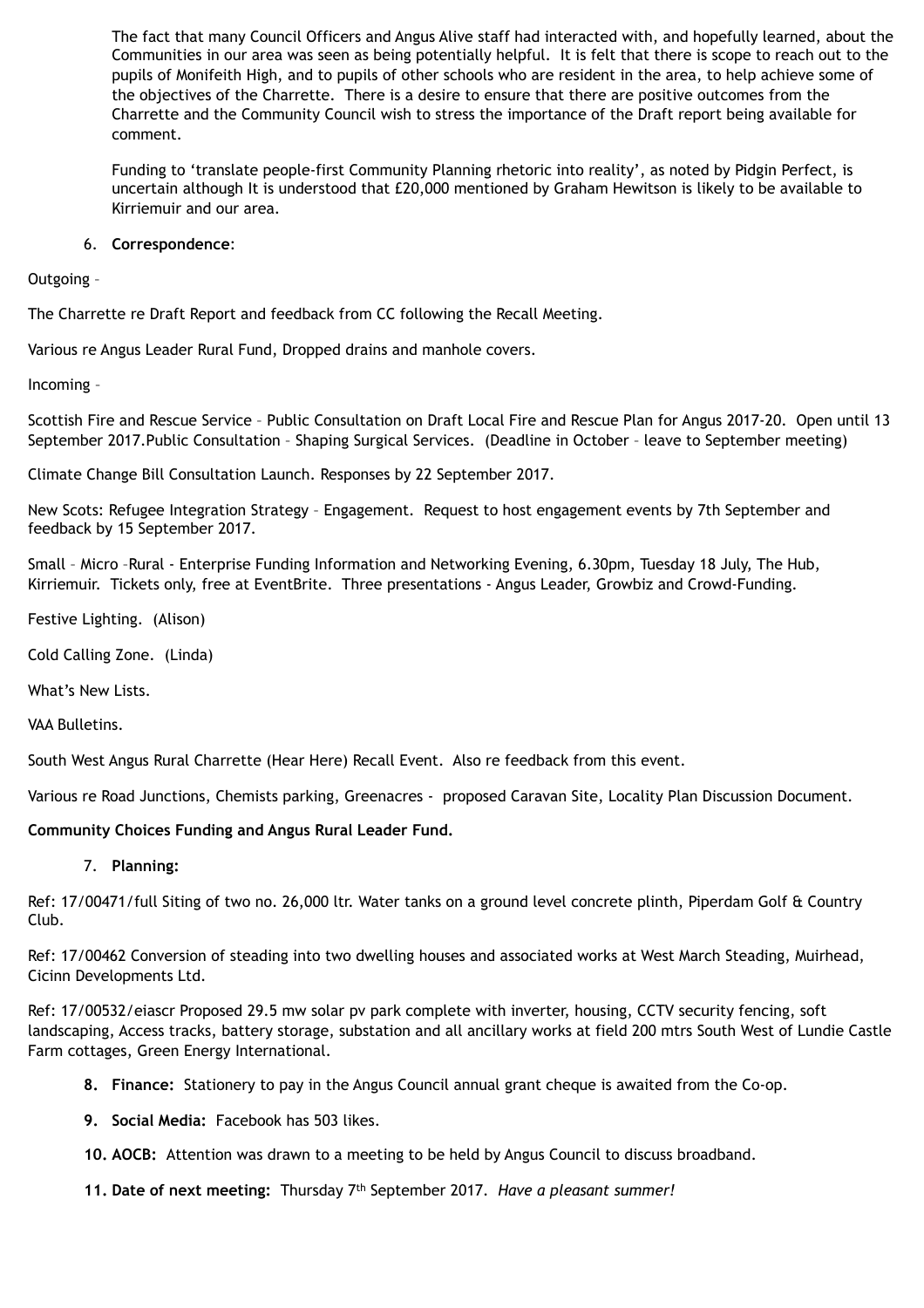The fact that many Council Officers and Angus Alive staff had interacted with, and hopefully learned, about the Communities in our area was seen as being potentially helpful. It is felt that there is scope to reach out to the pupils of Monifeith High, and to pupils of other schools who are resident in the area, to help achieve some of the objectives of the Charrette. There is a desire to ensure that there are positive outcomes from the Charrette and the Community Council wish to stress the importance of the Draft report being available for comment.

Funding to 'translate people-first Community Planning rhetoric into reality', as noted by Pidgin Perfect, is uncertain although It is understood that £20,000 mentioned by Graham Hewitson is likely to be available to Kirriemuir and our area.

6. **Correspondence**:

Outgoing –

The Charrette re Draft Report and feedback from CC following the Recall Meeting.

Various re Angus Leader Rural Fund, Dropped drains and manhole covers.

Incoming –

Scottish Fire and Rescue Service – Public Consultation on Draft Local Fire and Rescue Plan for Angus 2017-20. Open until 13 September 2017.Public Consultation – Shaping Surgical Services. (Deadline in October – leave to September meeting)

Climate Change Bill Consultation Launch. Responses by 22 September 2017.

New Scots: Refugee Integration Strategy – Engagement. Request to host engagement events by 7th September and feedback by 15 September 2017.

Small – Micro –Rural - Enterprise Funding Information and Networking Evening, 6.30pm, Tuesday 18 July, The Hub, Kirriemuir. Tickets only, free at EventBrite. Three presentations - Angus Leader, Growbiz and Crowd-Funding.

Festive Lighting. (Alison)

Cold Calling Zone. (Linda)

What's New Lists.

VAA Bulletins.

South West Angus Rural Charrette (Hear Here) Recall Event. Also re feedback from this event.

Various re Road Junctions, Chemists parking, Greenacres - proposed Caravan Site, Locality Plan Discussion Document.

**Community Choices Funding and Angus Rural Leader Fund.**

7. **Planning:**

Ref: 17/00471/full Siting of two no. 26,000 ltr. Water tanks on a ground level concrete plinth, Piperdam Golf & Country Club.

Ref: 17/00462 Conversion of steading into two dwelling houses and associated works at West March Steading, Muirhead, Cicinn Developments Ltd.

Ref: 17/00532/eiascr Proposed 29.5 mw solar pv park complete with inverter, housing, CCTV security fencing, soft landscaping, Access tracks, battery storage, substation and all ancillary works at field 200 mtrs South West of Lundie Castle Farm cottages, Green Energy International.

8. **Finance:** Stationery to pay in the Angus Council annual grant cheque is awaited from the Co-op.

9. **Social Media:** Facebook has 503 likes.

10. **AOCB:** Attention was drawn to a meeting to be held by Angus Council to discuss broadband.

11. **Date of next meeting:** Thursday 7th September 2017. *Have a pleasant summer!*